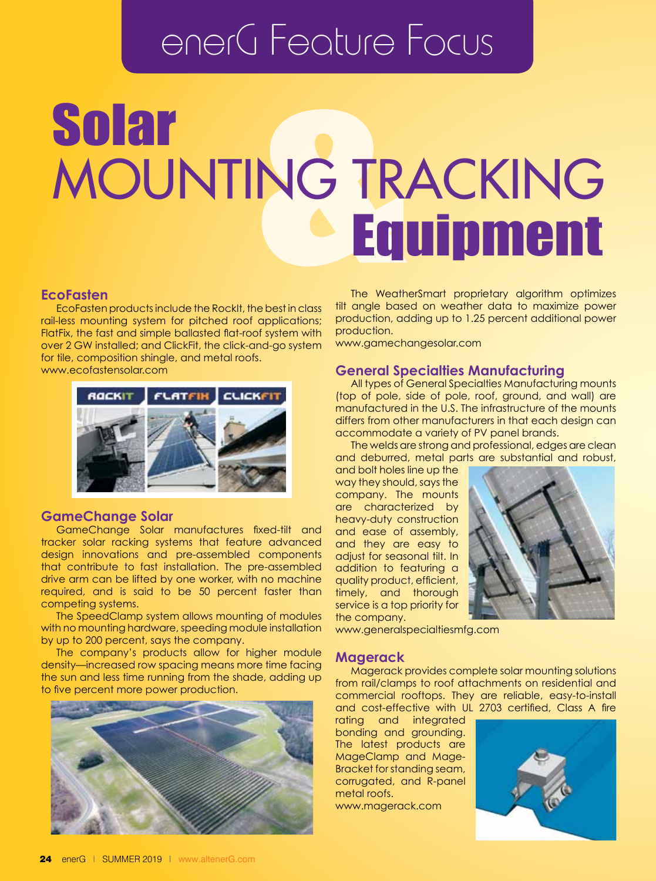# enerG Feature Focus

# Solar MOUNTING & TRACKING Equipment

## EcoFasten

EcoFasten products include the RockIt, the best in class rail-less mounting system for pitched roof applications; FlatFix, the fast and simple ballasted flat-roof system with over 2 GW installed; and ClickFit, the click-and-go system for tile, composition shingle, and metal roofs.
www.ecofastensolar.com

## GameChange Solar

GameChange Solar manufactures fixed-tilt and tracker solar racking systems that feature advanced design innovations and pre-assembled components that contribute to fast installation. The pre-assembled drive arm can be lifted by one worker, with no machine required, and is said to be 50 percent faster than competing systems.

The SpeedClamp system allows mounting of modules with no mounting hardware, speeding module installation by up to 200 percent, says the company.

The company's products allow for higher module density—increased row spacing means more time facing the sun and less time running from the shade, adding up to five percent more power production.

The WeatherSmart proprietary algorithm optimizes tilt angle based on weather data to maximize power production, adding up to 1.25 percent additional power production.
www.gamechangesolar.com

## General Specialties Manufacturing

All types of General Specialties Manufacturing mounts (top of pole, side of pole, roof, ground, and wall) are manufactured in the U.S. The infrastructure of the mounts differs from other manufacturers in that each design can accommodate a variety of PV panel brands.

The welds are strong and professional, edges are clean and deburred, metal parts are substantial and robust, and bolt holes line up the way they should, says the company. The mounts are characterized by heavy-duty construction and ease of assembly, and they are easy to adjust for seasonal tilt. In addition to featuring a quality product, efficient, timely, and thorough service is a top priority for the company.
www.generalspecialtiesmfg.com

## Magerack

Magerack provides complete solar mounting solutions from rail/clamps to roof attachments on residential and commercial rooftops. They are reliable, easy-to-install and cost-effective with UL 2703 certified, Class A fire rating and integrated bonding and grounding. The latest products are MageClamp and Mage-Bracket for standing seam, corrugated, and R-panel metal roofs.
www.magerack.com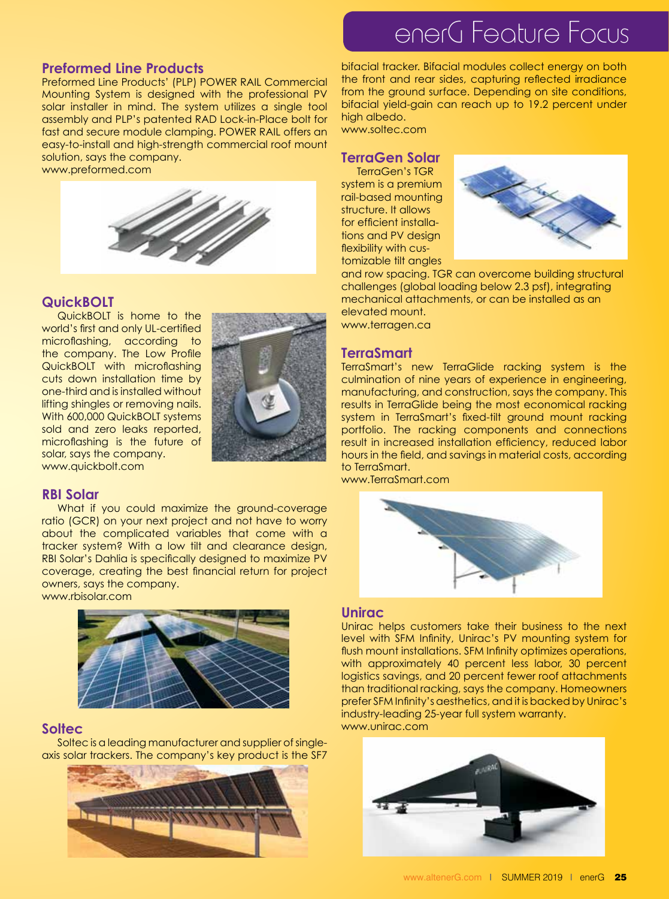## Preformed Line Products

Preformed Line Products' (PLP) POWER RAIL Commercial Mounting System is designed with the professional PV solar installer in mind. The system utilizes a single tool assembly and PLP's patented RAD Lock-in-Place bolt for fast and secure module clamping. POWER RAIL offers an easy-to-install and high-strength commercial roof mount solution, says the company.
www.preformed.com

## QuickBOLT

QuickBOLT is home to the world's first and only UL-certified microflashing, according to the company. The Low Profile QuickBOLT with microflashing cuts down installation time by one-third and is installed without lifting shingles or removing nails. With 600,000 QuickBOLT systems sold and zero leaks reported, microflashing is the future of solar, says the company.
www.quickbolt.com

## RBI Solar

What if you could maximize the ground-coverage ratio (GCR) on your next project and not have to worry about the complicated variables that come with a tracker system? With a low tilt and clearance design, RBI Solar's Dahlia is specifically designed to maximize PV coverage, creating the best financial return for project owners, says the company.
www.rbisolar.com

## Soltec

Soltec is a leading manufacturer and supplier of single-axis solar trackers. The company's key product is the SF7 bifacial tracker. Bifacial modules collect energy on both the front and rear sides, capturing reflected irradiance from the ground surface. Depending on site conditions, bifacial yield-gain can reach up to 19.2 percent under high albedo.
www.soltec.com

## TerraGen Solar

TerraGen's TGR system is a premium rail-based mounting structure. It allows for efficient installations and PV design flexibility with customizable tilt angles and row spacing. TGR can overcome building structural challenges (global loading below 2.3 psf), integrating mechanical attachments, or can be installed as an elevated mount.
www.terragen.ca

## TerraSmart

TerraSmart's new TerraGlide racking system is the culmination of nine years of experience in engineering, manufacturing, and construction, says the company. This results in TerraGlide being the most economical racking system in TerraSmart's fixed-tilt ground mount racking portfolio. The racking components and connections result in increased installation efficiency, reduced labor hours in the field, and savings in material costs, according to TerraSmart.
www.TerraSmart.com

## Unirac

Unirac helps customers take their business to the next level with SFM Infinity, Unirac's PV mounting system for flush mount installations. SFM Infinity optimizes operations, with approximately 40 percent less labor, 30 percent logistics savings, and 20 percent fewer roof attachments than traditional racking, says the company. Homeowners prefer SFM Infinity's aesthetics, and it is backed by Unirac's industry-leading 25-year full system warranty.
www.unirac.com